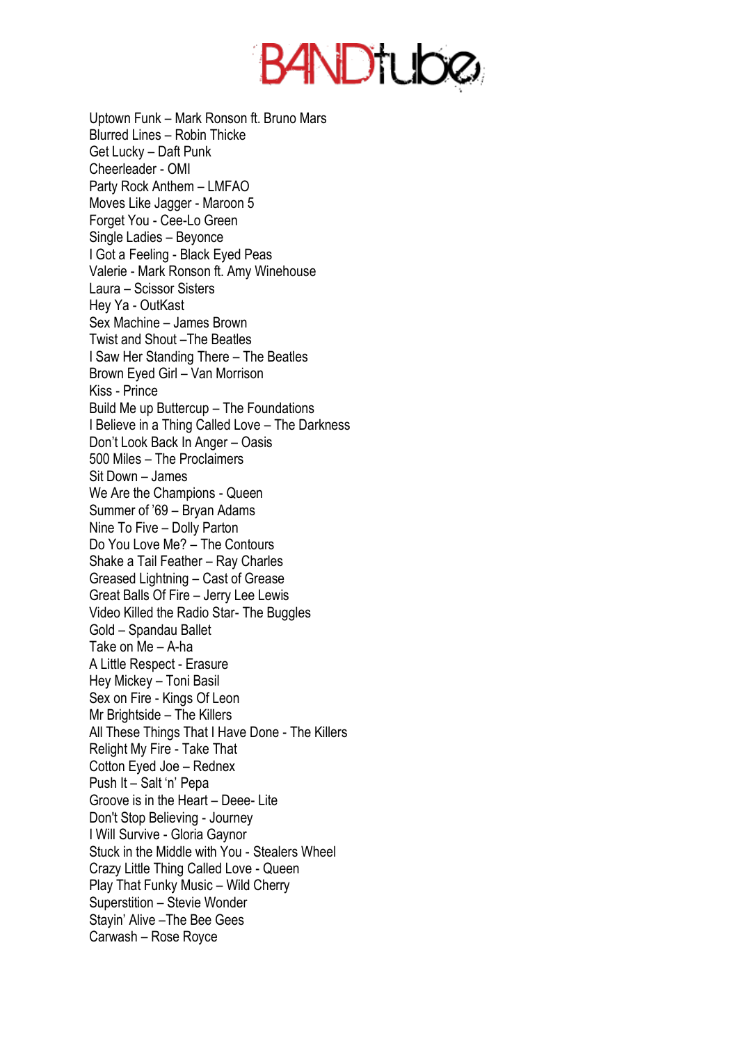# BANDtube

Uptown Funk – Mark Ronson ft. Bruno Mars
Blurred Lines – Robin Thicke
Get Lucky – Daft Punk
Cheerleader - OMI
Party Rock Anthem – LMFAO
Moves Like Jagger - Maroon 5
Forget You - Cee-Lo Green
Single Ladies – Beyonce
I Got a Feeling - Black Eyed Peas
Valerie - Mark Ronson ft. Amy Winehouse
Laura – Scissor Sisters
Hey Ya - OutKast
Sex Machine – James Brown
Twist and Shout –The Beatles
I Saw Her Standing There – The Beatles
Brown Eyed Girl – Van Morrison
Kiss - Prince
Build Me up Buttercup – The Foundations
I Believe in a Thing Called Love – The Darkness
Don't Look Back In Anger – Oasis
500 Miles – The Proclaimers
Sit Down – James
We Are the Champions - Queen
Summer of '69 – Bryan Adams
Nine To Five – Dolly Parton
Do You Love Me? – The Contours
Shake a Tail Feather – Ray Charles
Greased Lightning – Cast of Grease
Great Balls Of Fire – Jerry Lee Lewis
Video Killed the Radio Star- The Buggles
Gold – Spandau Ballet
Take on Me – A-ha
A Little Respect - Erasure
Hey Mickey – Toni Basil
Sex on Fire - Kings Of Leon
Mr Brightside – The Killers
All These Things That I Have Done - The Killers
Relight My Fire - Take That
Cotton Eyed Joe – Rednex
Push It – Salt 'n' Pepa
Groove is in the Heart – Deee- Lite
Don't Stop Believing - Journey
I Will Survive - Gloria Gaynor
Stuck in the Middle with You - Stealers Wheel
Crazy Little Thing Called Love - Queen
Play That Funky Music – Wild Cherry
Superstition – Stevie Wonder
Stayin' Alive –The Bee Gees
Carwash – Rose Royce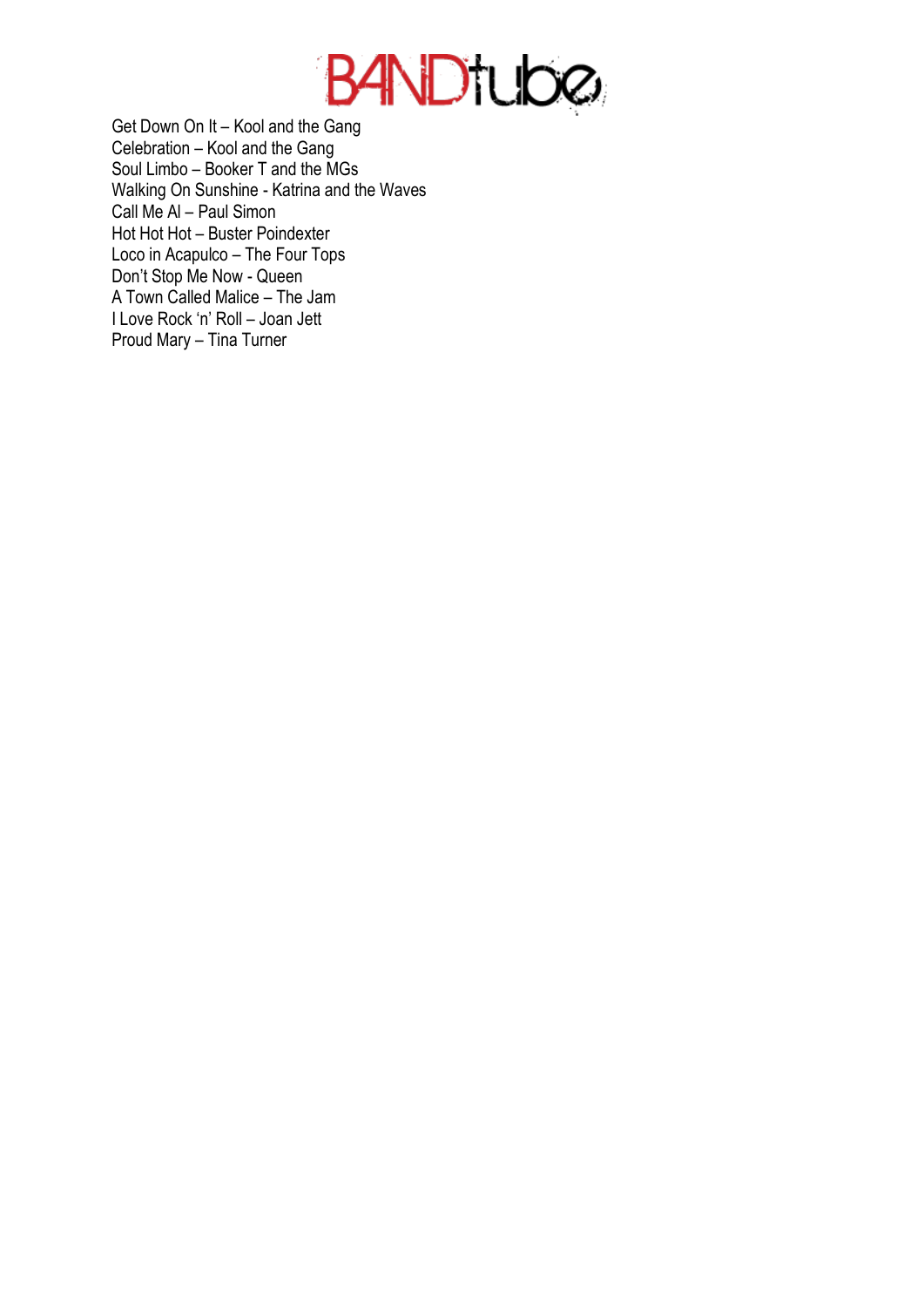Get Down On It – Kool and the Gang
Celebration – Kool and the Gang
Soul Limbo – Booker T and the MGs
Walking On Sunshine - Katrina and the Waves
Call Me Al – Paul Simon
Hot Hot Hot – Buster Poindexter
Loco in Acapulco – The Four Tops
Don't Stop Me Now - Queen
A Town Called Malice – The Jam
I Love Rock 'n' Roll – Joan Jett
Proud Mary – Tina Turner